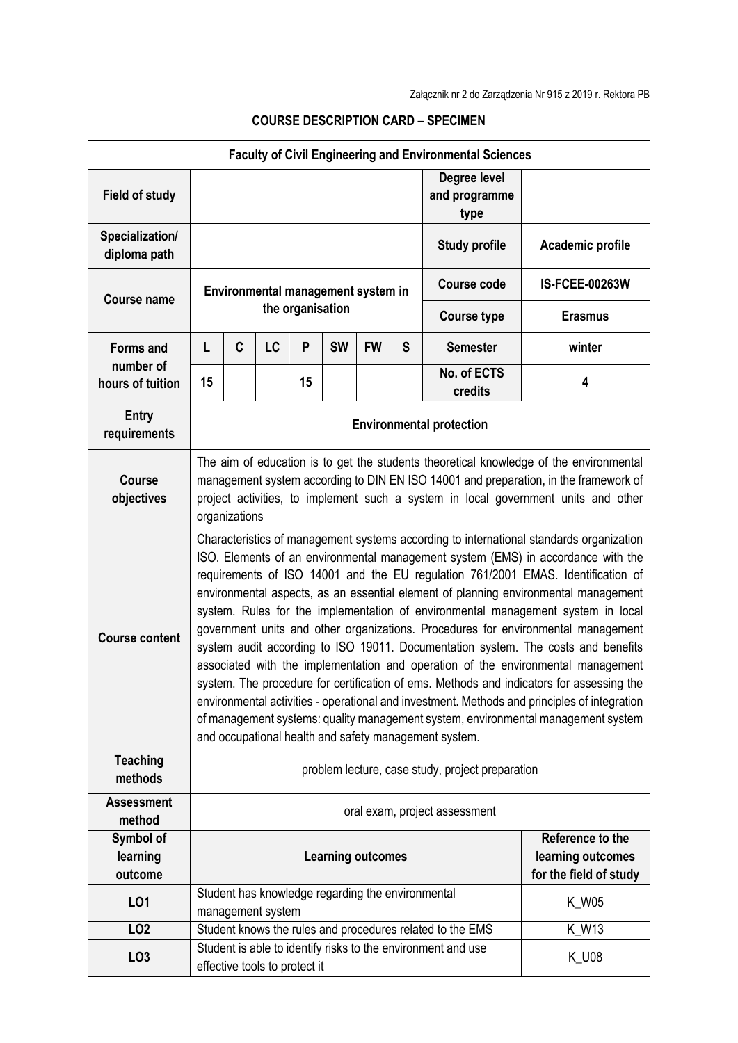Załącznik nr 2 do Zarządzenia Nr 915 z 2019 r. Rektora PB

**COURSE DESCRIPTION CARD – SPECIMEN**

| Faculty of Civil Engineering and Environmental Sciences | | | | | | | | | |
|---|---|---|---|---|---|---|---|---|---|
| **Field of study** | | | | | | | | **Degree level and programme type** | |
| **Specialization/ diploma path** | | | | | | | | **Study profile** | **Academic profile** |
| **Course name** | **Environmental management system in the organisation** | | | | | | | **Course code** | **IS-FCEE-00263W** |
| | | | | | | | | **Course type** | **Erasmus** |
| **Forms and number of hours of tuition** | **L** | **C** | **LC** | **P** | **SW** | **FW** | **S** | **Semester** | **winter** |
| | **15** | | | **15** | | | | **No. of ECTS credits** | **4** |
| **Entry requirements** | **Environmental protection** | | | | | | | | |
| **Course objectives** | The aim of education is to get the students theoretical knowledge of the environmental management system according to DIN EN ISO 14001 and preparation, in the framework of project activities, to implement such a system in local government units and other organizations | | | | | | | | |
| **Course content** | Characteristics of management systems according to international standards organization ISO. Elements of an environmental management system (EMS) in accordance with the requirements of ISO 14001 and the EU regulation 761/2001 EMAS. Identification of environmental aspects, as an essential element of planning environmental management system. Rules for the implementation of environmental management system in local government units and other organizations. Procedures for environmental management system audit according to ISO 19011. Documentation system. The costs and benefits associated with the implementation and operation of the environmental management system. The procedure for certification of ems. Methods and indicators for assessing the environmental activities - operational and investment. Methods and principles of integration of management systems: quality management system, environmental management system and occupational health and safety management system. | | | | | | | | |
| **Teaching methods** | problem lecture, case study, project preparation | | | | | | | | |
| **Assessment method** | oral exam, project assessment | | | | | | | | |
| **Symbol of learning outcome** | **Learning outcomes** | | | | | | | | **Reference to the learning outcomes for the field of study** |
| **LO1** | Student has knowledge regarding the environmental management system | | | | | | | | K_W05 |
| **LO2** | Student knows the rules and procedures related to the EMS | | | | | | | | K_W13 |
| **LO3** | Student is able to identify risks to the environment and use effective tools to protect it | | | | | | | | K_U08 |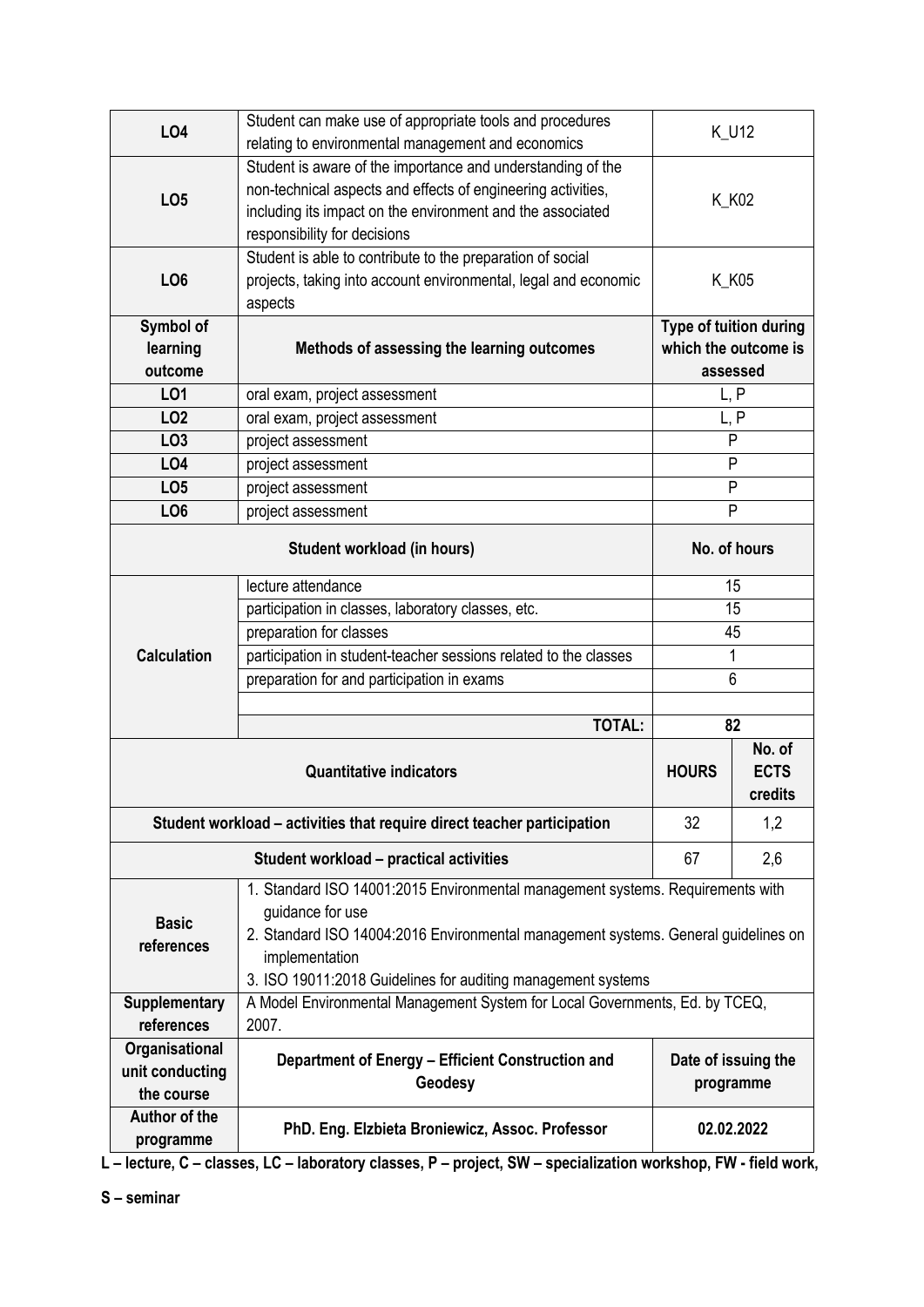| | | |
|---|---|---|
| **LO4** | Student can make use of appropriate tools and procedures relating to environmental management and economics | K_U12 |
| **LO5** | Student is aware of the importance and understanding of the non-technical aspects and effects of engineering activities, including its impact on the environment and the associated responsibility for decisions | K_K02 |
| **LO6** | Student is able to contribute to the preparation of social projects, taking into account environmental, legal and economic aspects | K_K05 |

| **Symbol of learning outcome** | **Methods of assessing the learning outcomes** | **Type of tuition during which the outcome is assessed** |
|---|---|---|
| **LO1** | oral exam, project assessment | L, P |
| **LO2** | oral exam, project assessment | L, P |
| **LO3** | project assessment | P |
| **LO4** | project assessment | P |
| **LO5** | project assessment | P |
| **LO6** | project assessment | P |

| **Student workload (in hours)** | | **No. of hours** |
|---|---|---|
| **Calculation** | lecture attendance | 15 |
| | participation in classes, laboratory classes, etc. | 15 |
| | preparation for classes | 45 |
| | participation in student-teacher sessions related to the classes | 1 |
| | preparation for and participation in exams | 6 |
| | | |
| | **TOTAL:** | **82** |

| **Quantitative indicators** | **HOURS** | **No. of ECTS credits** |
|---|---|---|
| **Student workload – activities that require direct teacher participation** | 32 | 1,2 |
| **Student workload – practical activities** | 67 | 2,6 |

| | | |
|---|---|---|
| **Basic references** | 1. Standard ISO 14001:2015 Environmental management systems. Requirements with guidance for use<br>2. Standard ISO 14004:2016 Environmental management systems. General guidelines on implementation<br>3. ISO 19011:2018 Guidelines for auditing management systems | |
| **Supplementary references** | A Model Environmental Management System for Local Governments, Ed. by TCEQ, 2007. | |
| **Organisational unit conducting the course** | **Department of Energy – Efficient Construction and Geodesy** | **Date of issuing the programme** |
| **Author of the programme** | **PhD. Eng. Elzbieta Broniewicz, Assoc. Professor** | **02.02.2022** |

**L – lecture, C – classes, LC – laboratory classes, P – project, SW – specialization workshop, FW - field work, S – seminar**